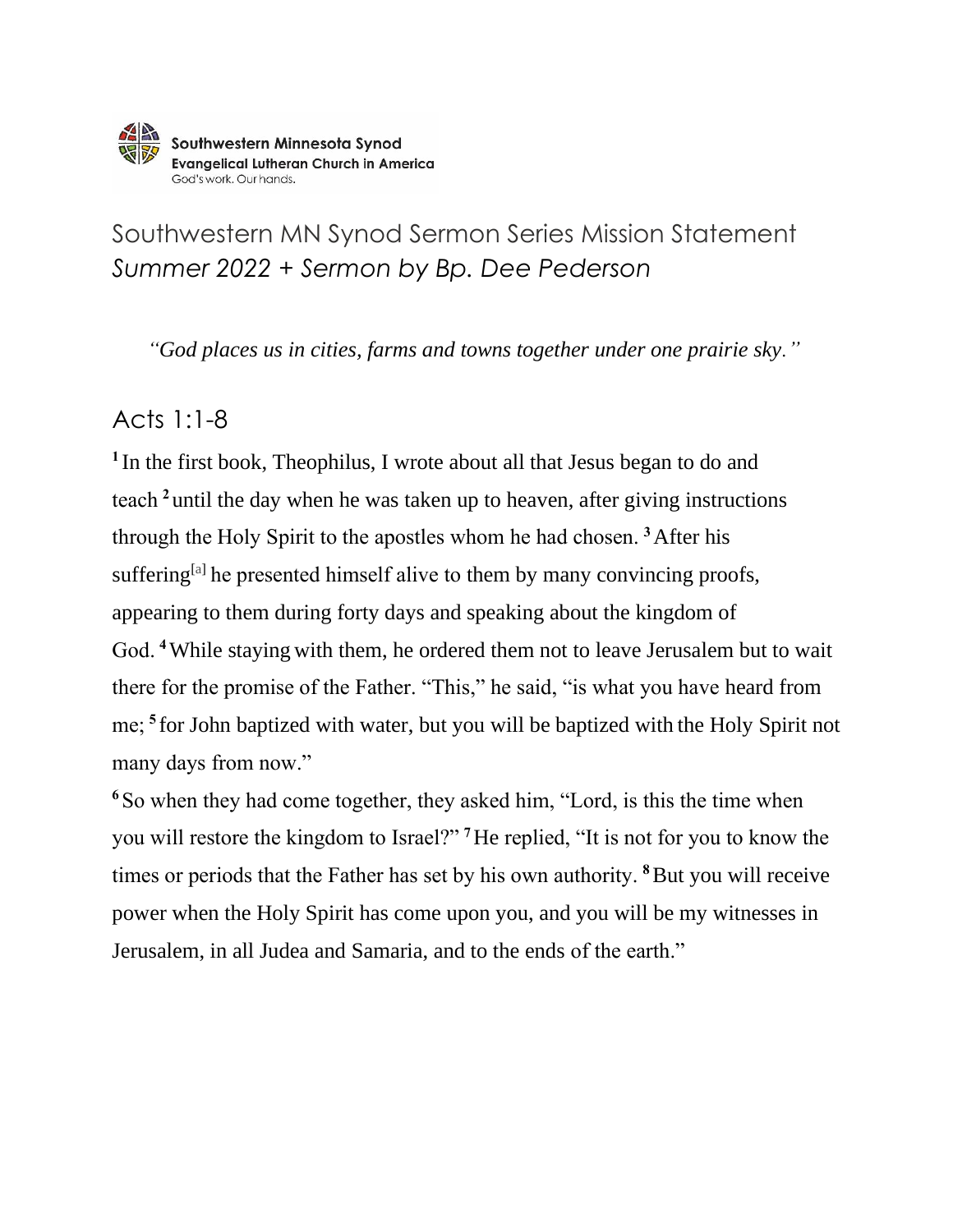Southwestern Minnesota Synod
Evangelical Lutheran Church in America
God's work. Our hands.

# Southwestern MN Synod Sermon Series Mission Statement

## *Summer 2022 + Sermon by Bp. Dee Pederson*

*"God places us in cities, farms and towns together under one prairie sky."*

## Acts 1:1-8

**1** In the first book, Theophilus, I wrote about all that Jesus began to do and teach **2** until the day when he was taken up to heaven, after giving instructions through the Holy Spirit to the apostles whom he had chosen. **3** After his suffering[a] he presented himself alive to them by many convincing proofs, appearing to them during forty days and speaking about the kingdom of God. **4** While staying with them, he ordered them not to leave Jerusalem but to wait there for the promise of the Father. "This," he said, "is what you have heard from me; **5** for John baptized with water, but you will be baptized with the Holy Spirit not many days from now."

**6** So when they had come together, they asked him, "Lord, is this the time when you will restore the kingdom to Israel?" **7** He replied, "It is not for you to know the times or periods that the Father has set by his own authority. **8** But you will receive power when the Holy Spirit has come upon you, and you will be my witnesses in Jerusalem, in all Judea and Samaria, and to the ends of the earth."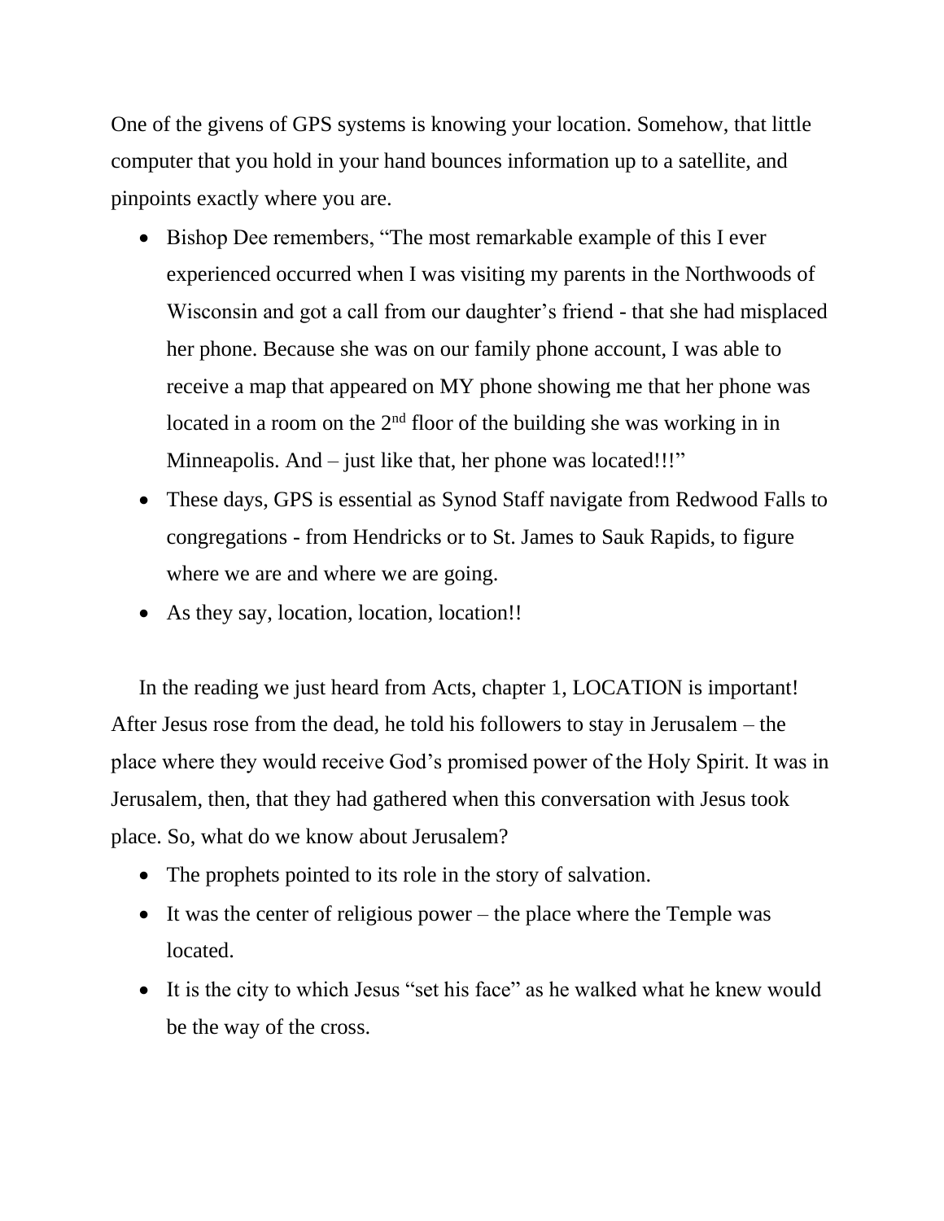One of the givens of GPS systems is knowing your location. Somehow, that little computer that you hold in your hand bounces information up to a satellite, and pinpoints exactly where you are.

- Bishop Dee remembers, "The most remarkable example of this I ever experienced occurred when I was visiting my parents in the Northwoods of Wisconsin and got a call from our daughter's friend - that she had misplaced her phone. Because she was on our family phone account, I was able to receive a map that appeared on MY phone showing me that her phone was located in a room on the 2nd floor of the building she was working in in Minneapolis. And – just like that, her phone was located!!!"
- These days, GPS is essential as Synod Staff navigate from Redwood Falls to congregations - from Hendricks or to St. James to Sauk Rapids, to figure where we are and where we are going.
- As they say, location, location, location!!

In the reading we just heard from Acts, chapter 1, LOCATION is important! After Jesus rose from the dead, he told his followers to stay in Jerusalem – the place where they would receive God's promised power of the Holy Spirit. It was in Jerusalem, then, that they had gathered when this conversation with Jesus took place. So, what do we know about Jerusalem?

- The prophets pointed to its role in the story of salvation.
- It was the center of religious power – the place where the Temple was located.
- It is the city to which Jesus "set his face" as he walked what he knew would be the way of the cross.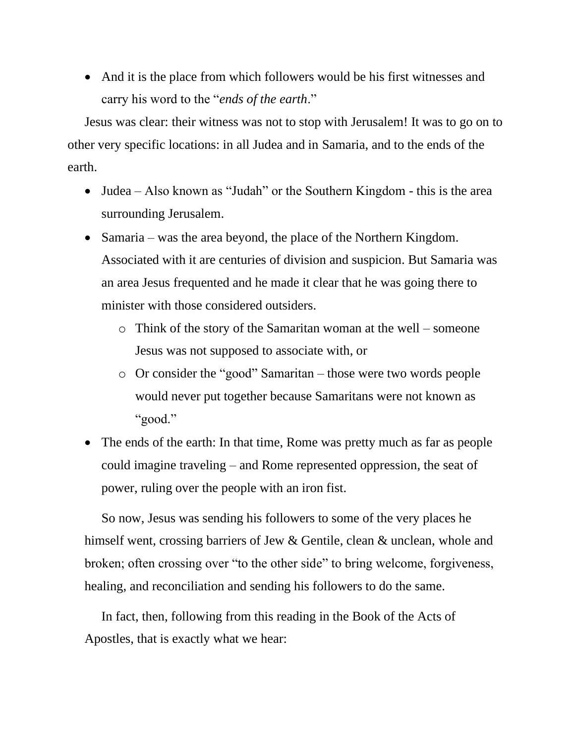- And it is the place from which followers would be his first witnesses and carry his word to the "*ends of the earth*."

Jesus was clear: their witness was not to stop with Jerusalem! It was to go on to other very specific locations: in all Judea and in Samaria, and to the ends of the earth.

- Judea – Also known as "Judah" or the Southern Kingdom - this is the area surrounding Jerusalem.
- Samaria – was the area beyond, the place of the Northern Kingdom. Associated with it are centuries of division and suspicion. But Samaria was an area Jesus frequented and he made it clear that he was going there to minister with those considered outsiders.
    - Think of the story of the Samaritan woman at the well – someone Jesus was not supposed to associate with, or
    - Or consider the "good" Samaritan – those were two words people would never put together because Samaritans were not known as "good."
- The ends of the earth: In that time, Rome was pretty much as far as people could imagine traveling – and Rome represented oppression, the seat of power, ruling over the people with an iron fist.

So now, Jesus was sending his followers to some of the very places he himself went, crossing barriers of Jew & Gentile, clean & unclean, whole and broken; often crossing over "to the other side" to bring welcome, forgiveness, healing, and reconciliation and sending his followers to do the same.

In fact, then, following from this reading in the Book of the Acts of Apostles, that is exactly what we hear: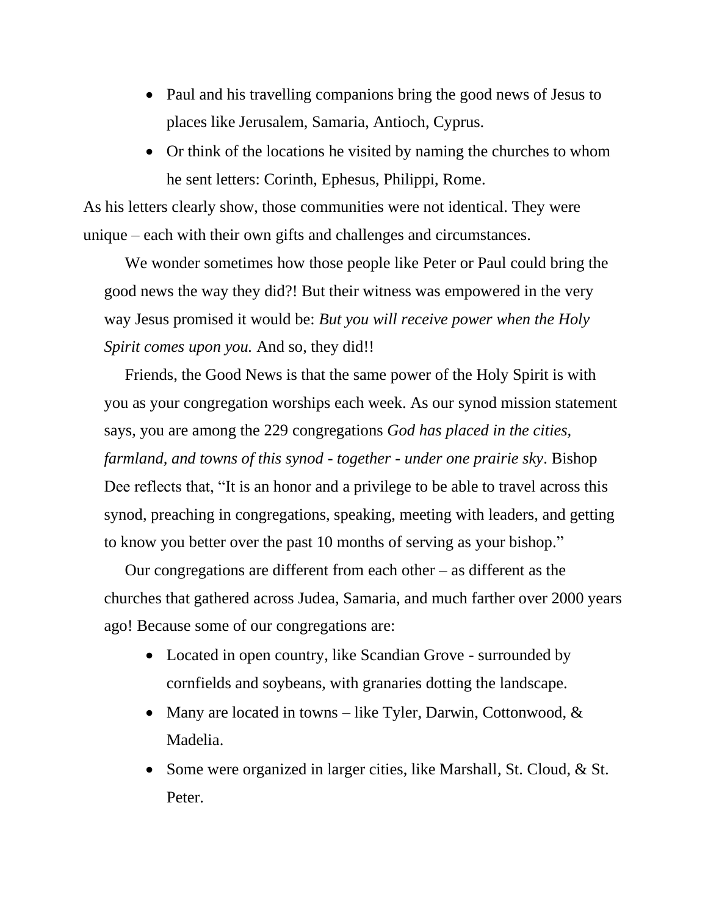- Paul and his travelling companions bring the good news of Jesus to places like Jerusalem, Samaria, Antioch, Cyprus.
- Or think of the locations he visited by naming the churches to whom he sent letters: Corinth, Ephesus, Philippi, Rome.

As his letters clearly show, those communities were not identical. They were unique – each with their own gifts and challenges and circumstances.

We wonder sometimes how those people like Peter or Paul could bring the good news the way they did?! But their witness was empowered in the very way Jesus promised it would be: *But you will receive power when the Holy Spirit comes upon you.* And so, they did!!

Friends, the Good News is that the same power of the Holy Spirit is with you as your congregation worships each week. As our synod mission statement says, you are among the 229 congregations *God has placed in the cities, farmland, and towns of this synod - together - under one prairie sky*. Bishop Dee reflects that, "It is an honor and a privilege to be able to travel across this synod, preaching in congregations, speaking, meeting with leaders, and getting to know you better over the past 10 months of serving as your bishop."

Our congregations are different from each other – as different as the churches that gathered across Judea, Samaria, and much farther over 2000 years ago! Because some of our congregations are:

- Located in open country, like Scandian Grove - surrounded by cornfields and soybeans, with granaries dotting the landscape.
- Many are located in towns – like Tyler, Darwin, Cottonwood, & Madelia.
- Some were organized in larger cities, like Marshall, St. Cloud, & St. Peter.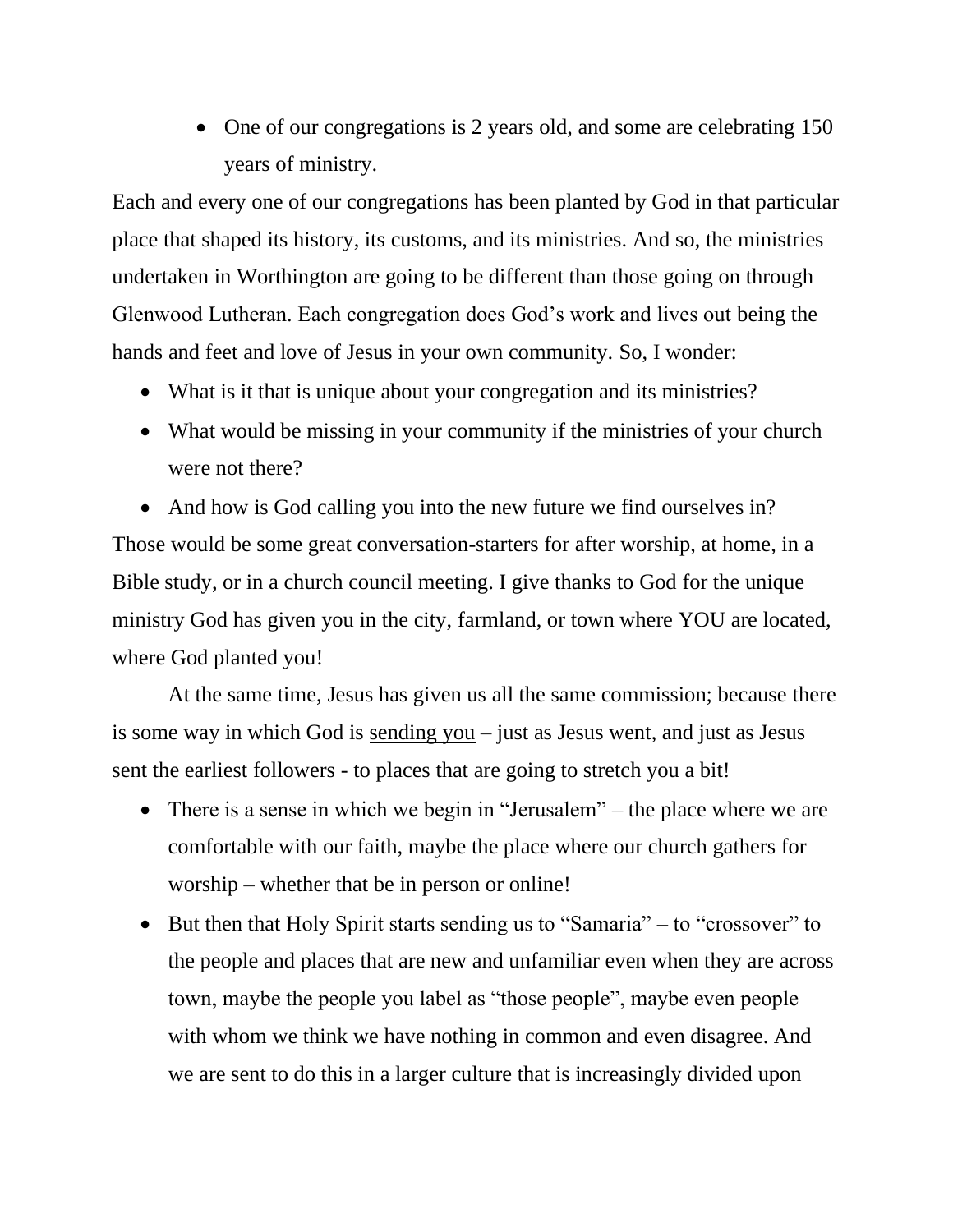- One of our congregations is 2 years old, and some are celebrating 150 years of ministry.

Each and every one of our congregations has been planted by God in that particular place that shaped its history, its customs, and its ministries. And so, the ministries undertaken in Worthington are going to be different than those going on through Glenwood Lutheran. Each congregation does God's work and lives out being the hands and feet and love of Jesus in your own community. So, I wonder:

- What is it that is unique about your congregation and its ministries?
- What would be missing in your community if the ministries of your church were not there?
- And how is God calling you into the new future we find ourselves in?

Those would be some great conversation-starters for after worship, at home, in a Bible study, or in a church council meeting. I give thanks to God for the unique ministry God has given you in the city, farmland, or town where YOU are located, where God planted you!

At the same time, Jesus has given us all the same commission; because there is some way in which God is <u>sending you</u> – just as Jesus went, and just as Jesus sent the earliest followers - to places that are going to stretch you a bit!

- There is a sense in which we begin in "Jerusalem" – the place where we are comfortable with our faith, maybe the place where our church gathers for worship – whether that be in person or online!
- But then that Holy Spirit starts sending us to "Samaria" – to "crossover" to the people and places that are new and unfamiliar even when they are across town, maybe the people you label as "those people", maybe even people with whom we think we have nothing in common and even disagree. And we are sent to do this in a larger culture that is increasingly divided upon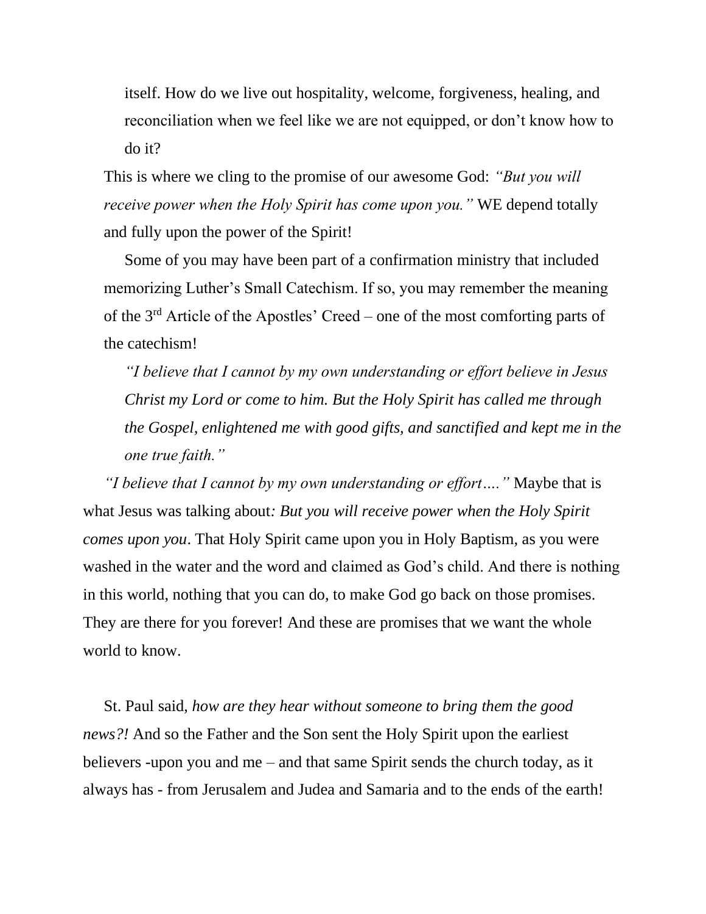itself. How do we live out hospitality, welcome, forgiveness, healing, and reconciliation when we feel like we are not equipped, or don't know how to do it?

This is where we cling to the promise of our awesome God: *"But you will receive power when the Holy Spirit has come upon you."* WE depend totally and fully upon the power of the Spirit!

Some of you may have been part of a confirmation ministry that included memorizing Luther's Small Catechism. If so, you may remember the meaning of the 3rd Article of the Apostles' Creed – one of the most comforting parts of the catechism!

> *"I believe that I cannot by my own understanding or effort believe in Jesus Christ my Lord or come to him. But the Holy Spirit has called me through the Gospel, enlightened me with good gifts, and sanctified and kept me in the one true faith."*

*"I believe that I cannot by my own understanding or effort…."* Maybe that is what Jesus was talking about*: But you will receive power when the Holy Spirit comes upon you*. That Holy Spirit came upon you in Holy Baptism, as you were washed in the water and the word and claimed as God's child. And there is nothing in this world, nothing that you can do, to make God go back on those promises. They are there for you forever! And these are promises that we want the whole world to know.

St. Paul said, *how are they hear without someone to bring them the good news?!* And so the Father and the Son sent the Holy Spirit upon the earliest believers -upon you and me – and that same Spirit sends the church today, as it always has - from Jerusalem and Judea and Samaria and to the ends of the earth!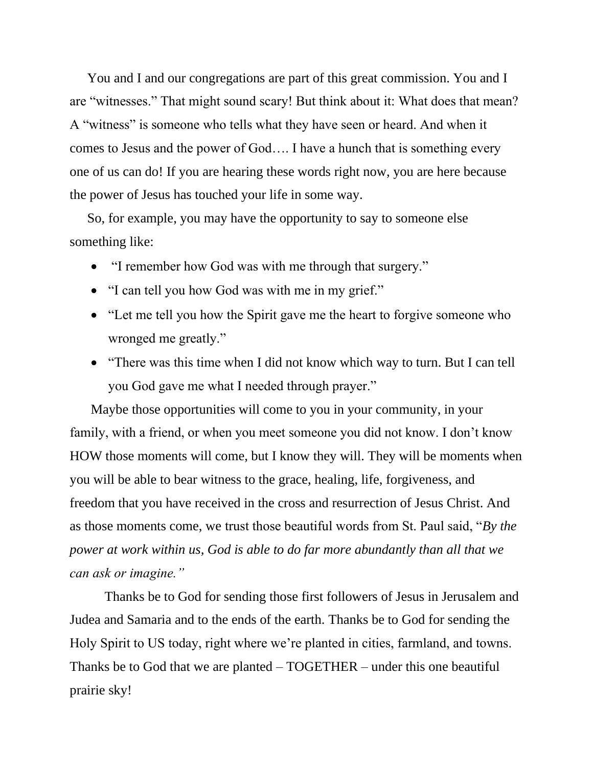You and I and our congregations are part of this great commission. You and I are "witnesses." That might sound scary! But think about it: What does that mean? A "witness" is someone who tells what they have seen or heard. And when it comes to Jesus and the power of God…. I have a hunch that is something every one of us can do! If you are hearing these words right now, you are here because the power of Jesus has touched your life in some way.

So, for example, you may have the opportunity to say to someone else something like:

- "I remember how God was with me through that surgery."
- "I can tell you how God was with me in my grief."
- "Let me tell you how the Spirit gave me the heart to forgive someone who wronged me greatly."
- "There was this time when I did not know which way to turn. But I can tell you God gave me what I needed through prayer."

Maybe those opportunities will come to you in your community, in your family, with a friend, or when you meet someone you did not know. I don't know HOW those moments will come, but I know they will. They will be moments when you will be able to bear witness to the grace, healing, life, forgiveness, and freedom that you have received in the cross and resurrection of Jesus Christ. And as those moments come, we trust those beautiful words from St. Paul said, "*By the power at work within us, God is able to do far more abundantly than all that we can ask or imagine.*"

Thanks be to God for sending those first followers of Jesus in Jerusalem and Judea and Samaria and to the ends of the earth. Thanks be to God for sending the Holy Spirit to US today, right where we're planted in cities, farmland, and towns. Thanks be to God that we are planted – TOGETHER – under this one beautiful prairie sky!